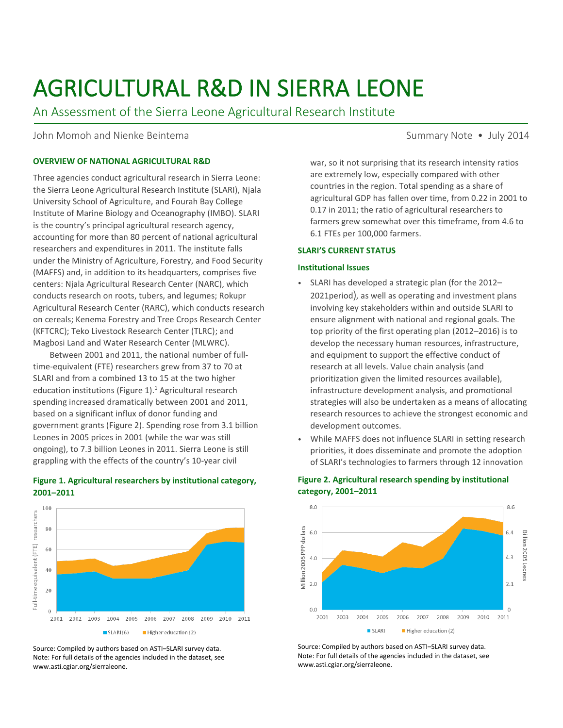# AGRICULTURAL R&D IN SIERRA LEONE

## An Assessment of the Sierra Leone Agricultural Research Institute

John Momoh and Nienke Beintema

Summary Note • July 2014

### OVERVIEW OF NATIONAL AGRICULTURAL R&D

Three agencies conduct agricultural research in Sierra Leone: the Sierra Leone Agricultural Research Institute (SLARI), Njala University School of Agriculture, and Fourah Bay College Institute of Marine Biology and Oceanography (IMBO). SLARI is the country's principal agricultural research agency, accounting for more than 80 percent of national agricultural researchers and expenditures in 2011. The institute falls under the Ministry of Agriculture, Forestry, and Food Security (MAFFS) and, in addition to its headquarters, comprises five centers: Njala Agricultural Research Center (NARC), which conducts research on roots, tubers, and legumes; Rokupr Agricultural Research Center (RARC), which conducts research on cereals; Kenema Forestry and Tree Crops Research Center (KFTCRC); Teko Livestock Research Center (TLRC); and Magbosi Land and Water Research Center (MLWRC).

Between 2001 and 2011, the national number of full-time-equivalent (FTE) researchers grew from 37 to 70 at SLARI and from a combined 13 to 15 at the two higher education institutions (Figure 1).[1] Agricultural research spending increased dramatically between 2001 and 2011, based on a significant influx of donor funding and government grants (Figure 2). Spending rose from 3.1 billion Leones in 2005 prices in 2001 (while the war was still ongoing), to 7.3 billion Leones in 2011. Sierra Leone is still grappling with the effects of the country's 10-year civil war, so it not surprising that its research intensity ratios are extremely low, especially compared with other countries in the region. Total spending as a share of agricultural GDP has fallen over time, from 0.22 in 2001 to 0.17 in 2011; the ratio of agricultural researchers to farmers grew somewhat over this timeframe, from 4.6 to 6.1 FTEs per 100,000 farmers.

### SLARI'S CURRENT STATUS

#### Institutional Issues

- SLARI has developed a strategic plan (for the 2012–2021period), as well as operating and investment plans involving key stakeholders within and outside SLARI to ensure alignment with national and regional goals. The top priority of the first operating plan (2012–2016) is to develop the necessary human resources, infrastructure, and equipment to support the effective conduct of research at all levels. Value chain analysis (and prioritization given the limited resources available), infrastructure development analysis, and promotional strategies will also be undertaken as a means of allocating research resources to achieve the strongest economic and development outcomes.
- While MAFFS does not influence SLARI in setting research priorities, it does disseminate and promote the adoption of SLARI's technologies to farmers through 12 innovation

**Figure 1. Agricultural researchers by institutional category, 2001–2011**

Source: Compiled by authors based on ASTI–SLARI survey data.
Note: For full details of the agencies included in the dataset, see www.asti.cgiar.org/sierraleone.

**Figure 2. Agricultural research spending by institutional category, 2001–2011**

Source: Compiled by authors based on ASTI–SLARI survey data.
Note: For full details of the agencies included in the dataset, see www.asti.cgiar.org/sierraleone.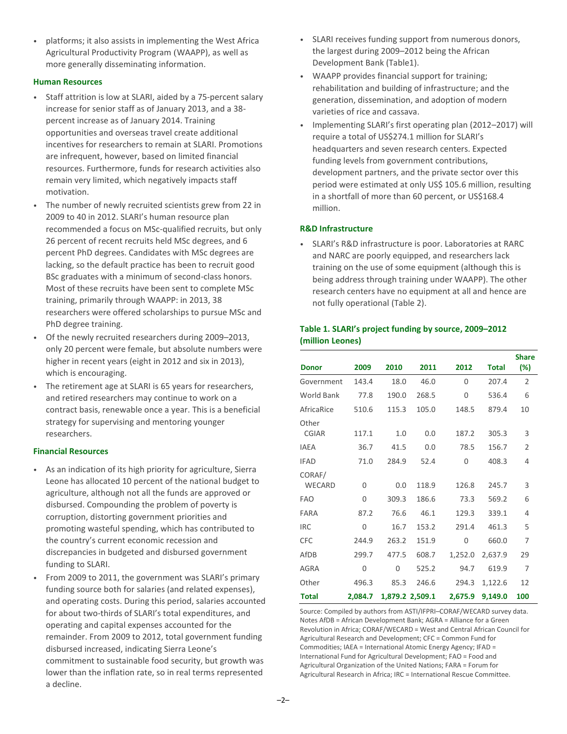- platforms; it also assists in implementing the West Africa Agricultural Productivity Program (WAAPP), as well as more generally disseminating information.

#### Human Resources

- Staff attrition is low at SLARI, aided by a 75-percent salary increase for senior staff as of January 2013, and a 38-percent increase as of January 2014. Training opportunities and overseas travel create additional incentives for researchers to remain at SLARI. Promotions are infrequent, however, based on limited financial resources. Furthermore, funds for research activities also remain very limited, which negatively impacts staff motivation.
- The number of newly recruited scientists grew from 22 in 2009 to 40 in 2012. SLARI's human resource plan recommended a focus on MSc-qualified recruits, but only 26 percent of recent recruits held MSc degrees, and 6 percent PhD degrees. Candidates with MSc degrees are lacking, so the default practice has been to recruit good BSc graduates with a minimum of second-class honors. Most of these recruits have been sent to complete MSc training, primarily through WAAPP: in 2013, 38 researchers were offered scholarships to pursue MSc and PhD degree training.
- Of the newly recruited researchers during 2009–2013, only 20 percent were female, but absolute numbers were higher in recent years (eight in 2012 and six in 2013), which is encouraging.
- The retirement age at SLARI is 65 years for researchers, and retired researchers may continue to work on a contract basis, renewable once a year. This is a beneficial strategy for supervising and mentoring younger researchers.

#### Financial Resources

- As an indication of its high priority for agriculture, Sierra Leone has allocated 10 percent of the national budget to agriculture, although not all the funds are approved or disbursed. Compounding the problem of poverty is corruption, distorting government priorities and promoting wasteful spending, which has contributed to the country's current economic recession and discrepancies in budgeted and disbursed government funding to SLARI.
- From 2009 to 2011, the government was SLARI's primary funding source both for salaries (and related expenses), and operating costs. During this period, salaries accounted for about two-thirds of SLARI's total expenditures, and operating and capital expenses accounted for the remainder. From 2009 to 2012, total government funding disbursed increased, indicating Sierra Leone's commitment to sustainable food security, but growth was lower than the inflation rate, so in real terms represented a decline.
- SLARI receives funding support from numerous donors, the largest during 2009–2012 being the African Development Bank (Table1).
- WAAPP provides financial support for training; rehabilitation and building of infrastructure; and the generation, dissemination, and adoption of modern varieties of rice and cassava.
- Implementing SLARI's first operating plan (2012–2017) will require a total of US$274.1 million for SLARI's headquarters and seven research centers. Expected funding levels from government contributions, development partners, and the private sector over this period were estimated at only US$ 105.6 million, resulting in a shortfall of more than 60 percent, or US$168.4 million.

#### R&D Infrastructure

- SLARI's R&D infrastructure is poor. Laboratories at RARC and NARC are poorly equipped, and researchers lack training on the use of some equipment (although this is being address through training under WAAPP). The other research centers have no equipment at all and hence are not fully operational (Table 2).

#### Table 1. SLARI's project funding by source, 2009–2012 (million Leones)

| Donor | 2009 | 2010 | 2011 | 2012 | Total | Share (%) |
|---|---|---|---|---|---|---|
| Government | 143.4 | 18.0 | 46.0 | 0 | 207.4 | 2 |
| World Bank | 77.8 | 190.0 | 268.5 | 0 | 536.4 | 6 |
| AfricaRice | 510.6 | 115.3 | 105.0 | 148.5 | 879.4 | 10 |
| Other CGIAR | 117.1 | 1.0 | 0.0 | 187.2 | 305.3 | 3 |
| IAEA | 36.7 | 41.5 | 0.0 | 78.5 | 156.7 | 2 |
| IFAD | 71.0 | 284.9 | 52.4 | 0 | 408.3 | 4 |
| CORAF/ WECARD | 0 | 0.0 | 118.9 | 126.8 | 245.7 | 3 |
| FAO | 0 | 309.3 | 186.6 | 73.3 | 569.2 | 6 |
| FARA | 87.2 | 76.6 | 46.1 | 129.3 | 339.1 | 4 |
| IRC | 0 | 16.7 | 153.2 | 291.4 | 461.3 | 5 |
| CFC | 244.9 | 263.2 | 151.9 | 0 | 660.0 | 7 |
| AfDB | 299.7 | 477.5 | 608.7 | 1,252.0 | 2,637.9 | 29 |
| AGRA | 0 | 0 | 525.2 | 94.7 | 619.9 | 7 |
| Other | 496.3 | 85.3 | 246.6 | 294.3 | 1,122.6 | 12 |
| **Total** | **2,084.7** | **1,879.2** | **2,509.1** | **2,675.9** | **9,149.0** | **100** |

Source: Compiled by authors from ASTI/IFPRI–CORAF/WECARD survey data.
Notes AfDB = African Development Bank; AGRA = Alliance for a Green Revolution in Africa; CORAF/WECARD = West and Central African Council for Agricultural Research and Development; CFC = Common Fund for Commodities; IAEA = International Atomic Energy Agency; IFAD = International Fund for Agricultural Development; FAO = Food and Agricultural Organization of the United Nations; FARA = Forum for Agricultural Research in Africa; IRC = International Rescue Committee.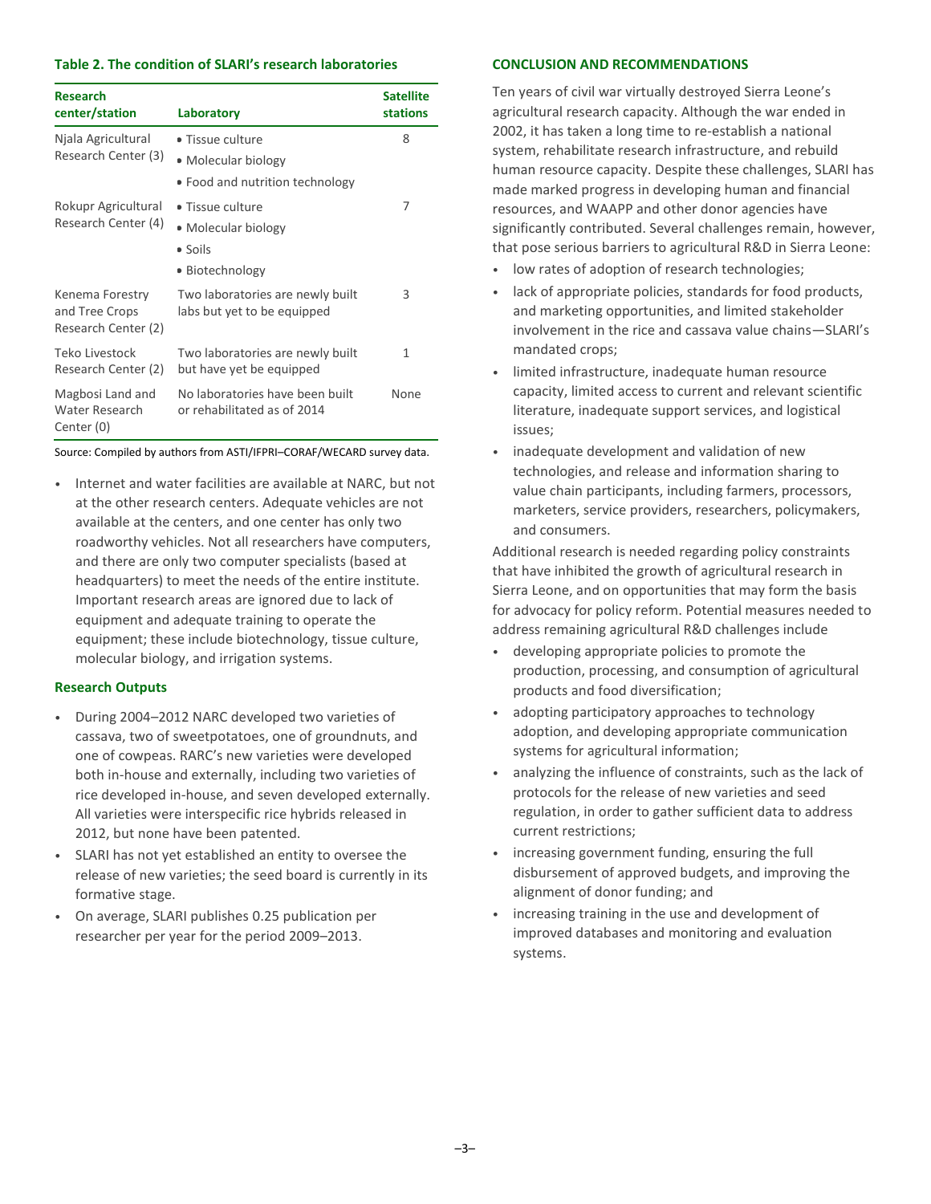**Table 2. The condition of SLARI's research laboratories**

| Research center/station | Laboratory | Satellite stations |
| --- | --- | --- |
| Njala Agricultural Research Center (3) | • Tissue culture<br>• Molecular biology<br>• Food and nutrition technology | 8 |
| Rokupr Agricultural Research Center (4) | • Tissue culture<br>• Molecular biology<br>• Soils<br>• Biotechnology | 7 |
| Kenema Forestry and Tree Crops Research Center (2) | Two laboratories are newly built labs but yet to be equipped | 3 |
| Teko Livestock Research Center (2) | Two laboratories are newly built but have yet be equipped | 1 |
| Magbosi Land and Water Research Center (0) | No laboratories have been built or rehabilitated as of 2014 | None |

Source: Compiled by authors from ASTI/IFPRI–CORAF/WECARD survey data.

- Internet and water facilities are available at NARC, but not at the other research centers. Adequate vehicles are not available at the centers, and one center has only two roadworthy vehicles. Not all researchers have computers, and there are only two computer specialists (based at headquarters) to meet the needs of the entire institute. Important research areas are ignored due to lack of equipment and adequate training to operate the equipment; these include biotechnology, tissue culture, molecular biology, and irrigation systems.

### Research Outputs

- During 2004–2012 NARC developed two varieties of cassava, two of sweetpotatoes, one of groundnuts, and one of cowpeas. RARC's new varieties were developed both in-house and externally, including two varieties of rice developed in-house, and seven developed externally. All varieties were interspecific rice hybrids released in 2012, but none have been patented.
- SLARI has not yet established an entity to oversee the release of new varieties; the seed board is currently in its formative stage.
- On average, SLARI publishes 0.25 publication per researcher per year for the period 2009–2013.

## CONCLUSION AND RECOMMENDATIONS

Ten years of civil war virtually destroyed Sierra Leone's agricultural research capacity. Although the war ended in 2002, it has taken a long time to re-establish a national system, rehabilitate research infrastructure, and rebuild human resource capacity. Despite these challenges, SLARI has made marked progress in developing human and financial resources, and WAAPP and other donor agencies have significantly contributed. Several challenges remain, however, that pose serious barriers to agricultural R&D in Sierra Leone:

- low rates of adoption of research technologies;
- lack of appropriate policies, standards for food products, and marketing opportunities, and limited stakeholder involvement in the rice and cassava value chains—SLARI's mandated crops;
- limited infrastructure, inadequate human resource capacity, limited access to current and relevant scientific literature, inadequate support services, and logistical issues;
- inadequate development and validation of new technologies, and release and information sharing to value chain participants, including farmers, processors, marketers, service providers, researchers, policymakers, and consumers.

Additional research is needed regarding policy constraints that have inhibited the growth of agricultural research in Sierra Leone, and on opportunities that may form the basis for advocacy for policy reform. Potential measures needed to address remaining agricultural R&D challenges include

- developing appropriate policies to promote the production, processing, and consumption of agricultural products and food diversification;
- adopting participatory approaches to technology adoption, and developing appropriate communication systems for agricultural information;
- analyzing the influence of constraints, such as the lack of protocols for the release of new varieties and seed regulation, in order to gather sufficient data to address current restrictions;
- increasing government funding, ensuring the full disbursement of approved budgets, and improving the alignment of donor funding; and
- increasing training in the use and development of improved databases and monitoring and evaluation systems.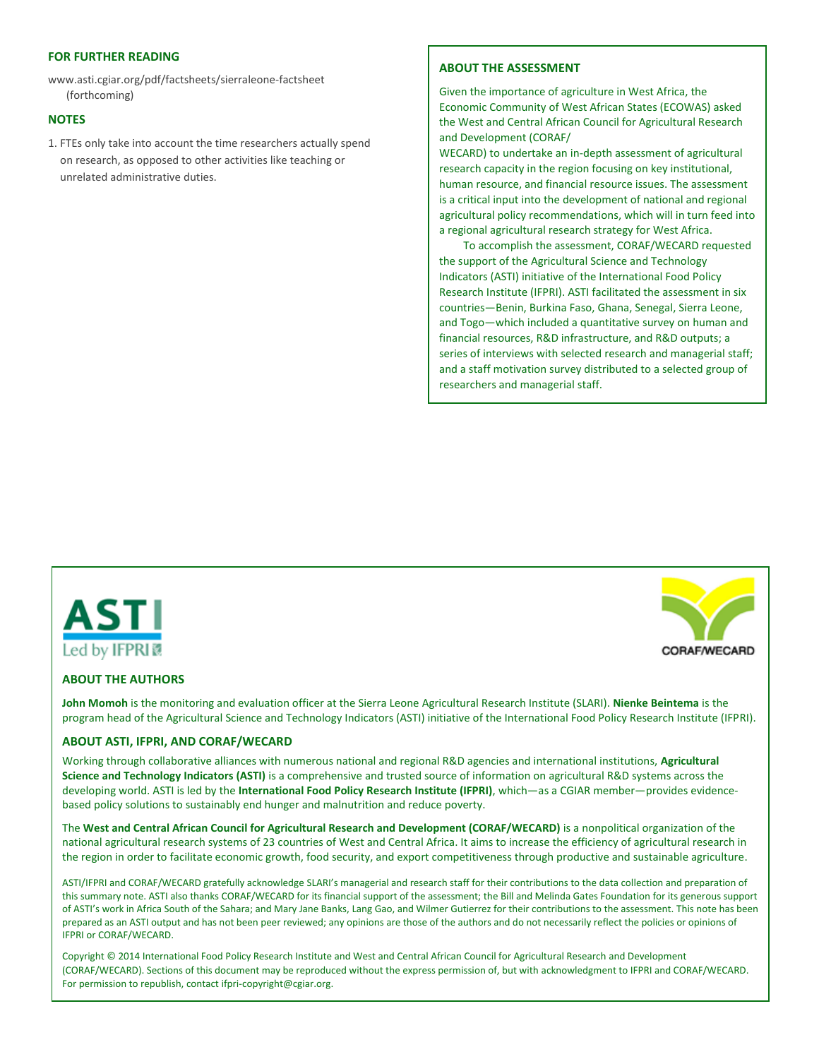## FOR FURTHER READING

www.asti.cgiar.org/pdf/factsheets/sierraleone-factsheet (forthcoming)

## NOTES

1. FTEs only take into account the time researchers actually spend on research, as opposed to other activities like teaching or unrelated administrative duties.

## ABOUT THE ASSESSMENT

Given the importance of agriculture in West Africa, the Economic Community of West African States (ECOWAS) asked the West and Central African Council for Agricultural Research and Development (CORAF/WECARD) to undertake an in-depth assessment of agricultural research capacity in the region focusing on key institutional, human resource, and financial resource issues. The assessment is a critical input into the development of national and regional agricultural policy recommendations, which will in turn feed into a regional agricultural research strategy for West Africa.

To accomplish the assessment, CORAF/WECARD requested the support of the Agricultural Science and Technology Indicators (ASTI) initiative of the International Food Policy Research Institute (IFPRI). ASTI facilitated the assessment in six countries—Benin, Burkina Faso, Ghana, Senegal, Sierra Leone, and Togo—which included a quantitative survey on human and financial resources, R&D infrastructure, and R&D outputs; a series of interviews with selected research and managerial staff; and a staff motivation survey distributed to a selected group of researchers and managerial staff.

ASTI Led by IFPRI

CORAF/WECARD

## ABOUT THE AUTHORS

**John Momoh** is the monitoring and evaluation officer at the Sierra Leone Agricultural Research Institute (SLARI). **Nienke Beintema** is the program head of the Agricultural Science and Technology Indicators (ASTI) initiative of the International Food Policy Research Institute (IFPRI).

## ABOUT ASTI, IFPRI, AND CORAF/WECARD

Working through collaborative alliances with numerous national and regional R&D agencies and international institutions, **Agricultural Science and Technology Indicators (ASTI)** is a comprehensive and trusted source of information on agricultural R&D systems across the developing world. ASTI is led by the **International Food Policy Research Institute (IFPRI)**, which—as a CGIAR member—provides evidence-based policy solutions to sustainably end hunger and malnutrition and reduce poverty.

The **West and Central African Council for Agricultural Research and Development (CORAF/WECARD)** is a nonpolitical organization of the national agricultural research systems of 23 countries of West and Central Africa. It aims to increase the efficiency of agricultural research in the region in order to facilitate economic growth, food security, and export competitiveness through productive and sustainable agriculture.

ASTI/IFPRI and CORAF/WECARD gratefully acknowledge SLARI's managerial and research staff for their contributions to the data collection and preparation of this summary note. ASTI also thanks CORAF/WECARD for its financial support of the assessment; the Bill and Melinda Gates Foundation for its generous support of ASTI's work in Africa South of the Sahara; and Mary Jane Banks, Lang Gao, and Wilmer Gutierrez for their contributions to the assessment. This note has been prepared as an ASTI output and has not been peer reviewed; any opinions are those of the authors and do not necessarily reflect the policies or opinions of IFPRI or CORAF/WECARD.

Copyright © 2014 International Food Policy Research Institute and West and Central African Council for Agricultural Research and Development (CORAF/WECARD). Sections of this document may be reproduced without the express permission of, but with acknowledgment to IFPRI and CORAF/WECARD. For permission to republish, contact ifpri-copyright@cgiar.org.